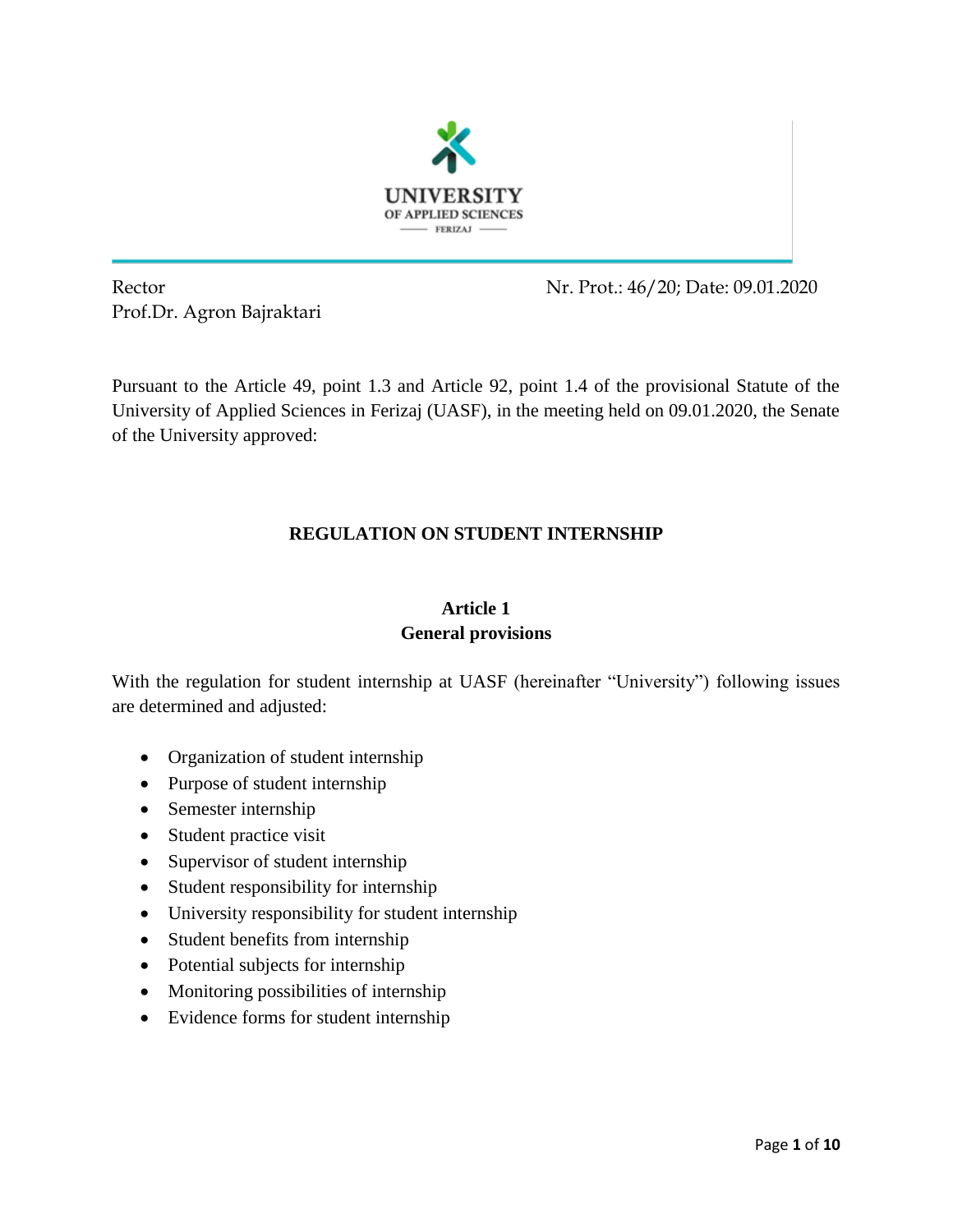UNIVERSITY OF APPLIED SCIENCES FERIZAJ

Rector
Prof.Dr. Agron Bajraktari

Nr. Prot.: 46/20; Date: 09.01.2020

Pursuant to the Article 49, point 1.3 and Article 92, point 1.4 of the provisional Statute of the University of Applied Sciences in Ferizaj (UASF), in the meeting held on 09.01.2020, the Senate of the University approved:

# REGULATION ON STUDENT INTERNSHIP

## Article 1
## General provisions

With the regulation for student internship at UASF (hereinafter "University") following issues are determined and adjusted:

- Organization of student internship
- Purpose of student internship
- Semester internship
- Student practice visit
- Supervisor of student internship
- Student responsibility for internship
- University responsibility for student internship
- Student benefits from internship
- Potential subjects for internship
- Monitoring possibilities of internship
- Evidence forms for student internship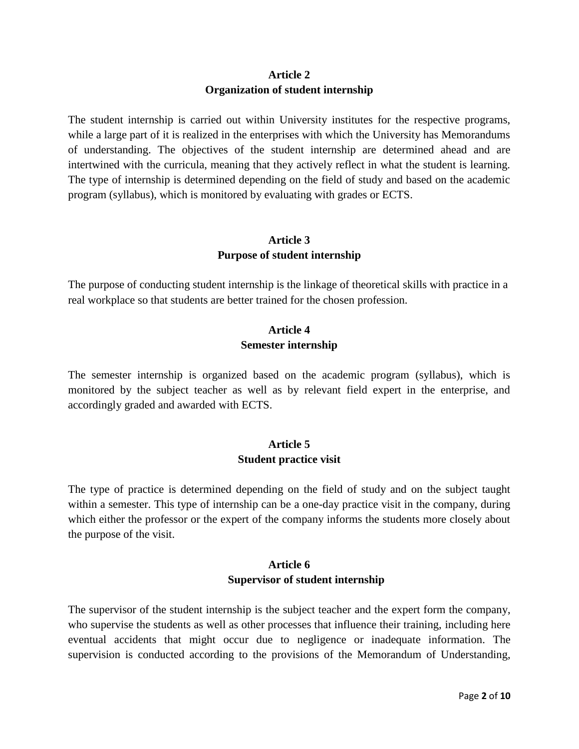## Article 2
## Organization of student internship

The student internship is carried out within University institutes for the respective programs, while a large part of it is realized in the enterprises with which the University has Memorandums of understanding. The objectives of the student internship are determined ahead and are intertwined with the curricula, meaning that they actively reflect in what the student is learning. The type of internship is determined depending on the field of study and based on the academic program (syllabus), which is monitored by evaluating with grades or ECTS.

## Article 3
## Purpose of student internship

The purpose of conducting student internship is the linkage of theoretical skills with practice in a real workplace so that students are better trained for the chosen profession.

## Article 4
## Semester internship

The semester internship is organized based on the academic program (syllabus), which is monitored by the subject teacher as well as by relevant field expert in the enterprise, and accordingly graded and awarded with ECTS.

## Article 5
## Student practice visit

The type of practice is determined depending on the field of study and on the subject taught within a semester. This type of internship can be a one-day practice visit in the company, during which either the professor or the expert of the company informs the students more closely about the purpose of the visit.

## Article 6
## Supervisor of student internship

The supervisor of the student internship is the subject teacher and the expert form the company, who supervise the students as well as other processes that influence their training, including here eventual accidents that might occur due to negligence or inadequate information. The supervision is conducted according to the provisions of the Memorandum of Understanding,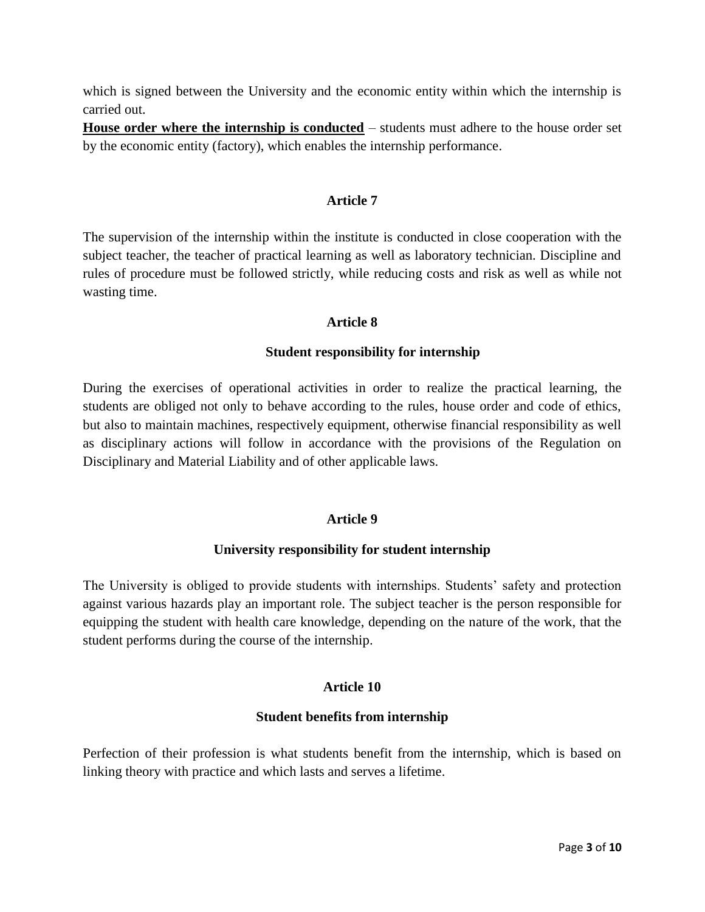which is signed between the University and the economic entity within which the internship is carried out.

**House order where the internship is conducted** – students must adhere to the house order set by the economic entity (factory), which enables the internship performance.

### Article 7

The supervision of the internship within the institute is conducted in close cooperation with the subject teacher, the teacher of practical learning as well as laboratory technician. Discipline and rules of procedure must be followed strictly, while reducing costs and risk as well as while not wasting time.

### Article 8

#### Student responsibility for internship

During the exercises of operational activities in order to realize the practical learning, the students are obliged not only to behave according to the rules, house order and code of ethics, but also to maintain machines, respectively equipment, otherwise financial responsibility as well as disciplinary actions will follow in accordance with the provisions of the Regulation on Disciplinary and Material Liability and of other applicable laws.

### Article 9

#### University responsibility for student internship

The University is obliged to provide students with internships. Students' safety and protection against various hazards play an important role. The subject teacher is the person responsible for equipping the student with health care knowledge, depending on the nature of the work, that the student performs during the course of the internship.

### Article 10

#### Student benefits from internship

Perfection of their profession is what students benefit from the internship, which is based on linking theory with practice and which lasts and serves a lifetime.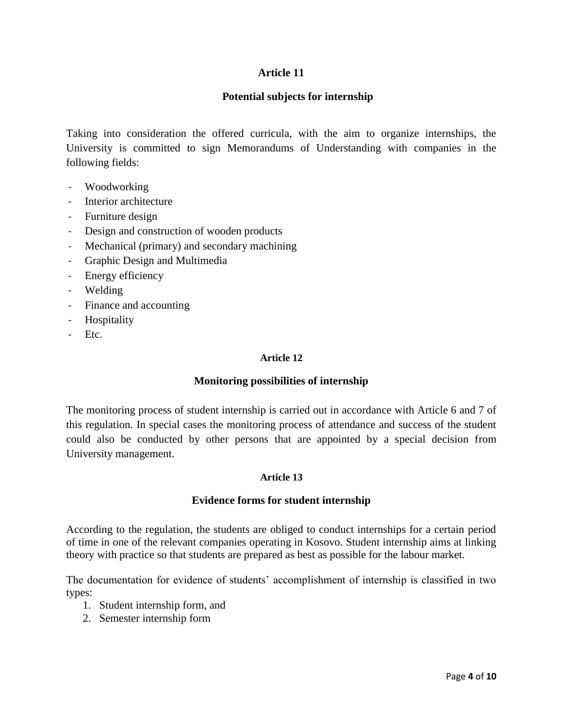## Article 11

### Potential subjects for internship

Taking into consideration the offered curricula, with the aim to organize internships, the University is committed to sign Memorandums of Understanding with companies in the following fields:

- Woodworking
- Interior architecture
- Furniture design
- Design and construction of wooden products
- Mechanical (primary) and secondary machining
- Graphic Design and Multimedia
- Energy efficiency
- Welding
- Finance and accounting
- Hospitality
- Etc.

## Article 12

### Monitoring possibilities of internship

The monitoring process of student internship is carried out in accordance with Article 6 and 7 of this regulation. In special cases the monitoring process of attendance and success of the student could also be conducted by other persons that are appointed by a special decision from University management.

## Article 13

### Evidence forms for student internship

According to the regulation, the students are obliged to conduct internships for a certain period of time in one of the relevant companies operating in Kosovo. Student internship aims at linking theory with practice so that students are prepared as best as possible for the labour market.

The documentation for evidence of students' accomplishment of internship is classified in two types:

1. Student internship form, and
2. Semester internship form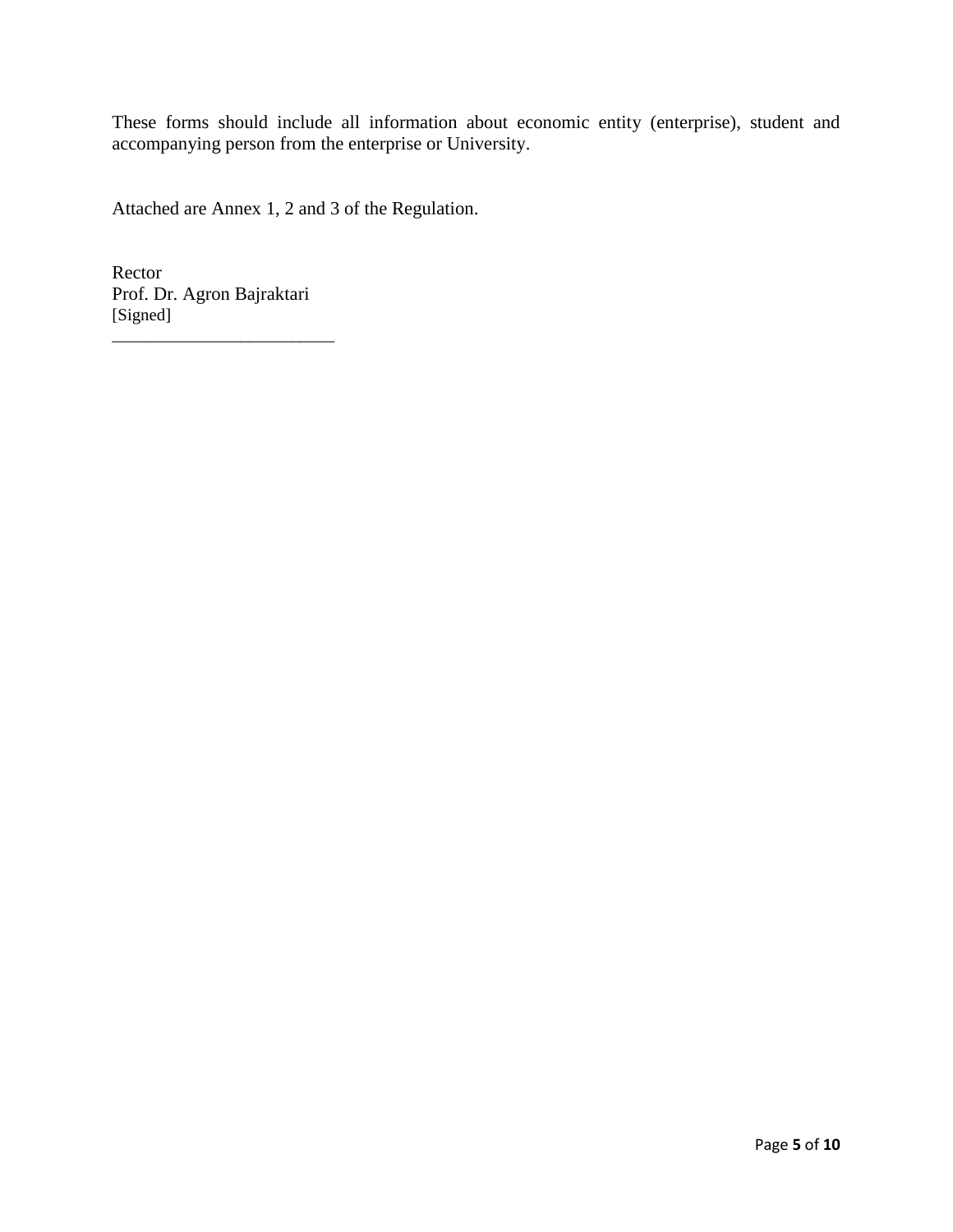These forms should include all information about economic entity (enterprise), student and accompanying person from the enterprise or University.

Attached are Annex 1, 2 and 3 of the Regulation.

Rector
Prof. Dr. Agron Bajraktari
[Signed]

___________________________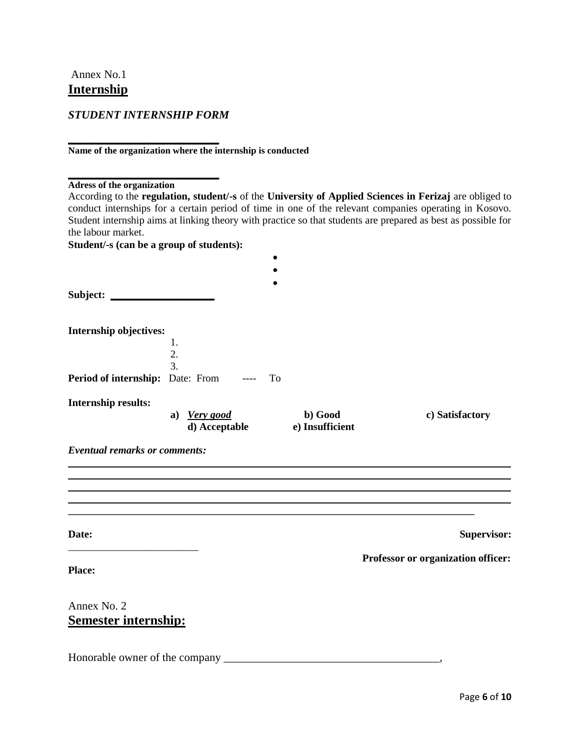Annex No.1

## Internship

***STUDENT INTERNSHIP FORM***

\_\_\_\_\_\_\_\_\_\_\_\_\_\_\_\_\_\_\_\_\_\_\_\_\_\_\_

**Name of the organization where the internship is conducted**

\_\_\_\_\_\_\_\_\_\_\_\_\_\_\_\_\_\_\_\_\_\_\_\_\_\_\_

**Adress of the organization**

According to the **regulation, student/-s** of the **University of Applied Sciences in Ferizaj** are obliged to conduct internships for a certain period of time in one of the relevant companies operating in Kosovo. Student internship aims at linking theory with practice so that students are prepared as best as possible for the labour market.

**Student/-s (can be a group of students):**

- 
- 
- 

**Subject:** \_\_\_\_\_\_\_\_\_\_\_\_\_\_\_\_\_\_\_

**Internship objectives:**

1. 
2. 
3. 

**Period of internship:** Date: From ---- To

**Internship results:**

**a)** ***Very good*** **b) Good** **c) Satisfactory**
**d) Acceptable** **e) Insufficient**

***Eventual remarks or comments:***

\_\_\_\_\_\_\_\_\_\_\_\_\_\_\_\_\_\_\_\_\_\_\_\_\_\_\_\_\_\_\_\_\_\_\_\_\_\_\_\_\_\_\_\_\_\_\_\_\_\_\_\_\_\_\_\_\_\_\_\_\_\_\_\_\_\_\_\_\_\_\_\_\_\_\_\_\_\_
\_\_\_\_\_\_\_\_\_\_\_\_\_\_\_\_\_\_\_\_\_\_\_\_\_\_\_\_\_\_\_\_\_\_\_\_\_\_\_\_\_\_\_\_\_\_\_\_\_\_\_\_\_\_\_\_\_\_\_\_\_\_\_\_\_\_\_\_\_\_\_\_\_\_\_\_\_\_
\_\_\_\_\_\_\_\_\_\_\_\_\_\_\_\_\_\_\_\_\_\_\_\_\_\_\_\_\_\_\_\_\_\_\_\_\_\_\_\_\_\_\_\_\_\_\_\_\_\_\_\_\_\_\_\_\_\_\_\_\_\_\_\_\_\_\_\_\_\_\_\_\_\_\_\_\_\_
\_\_\_\_\_\_\_\_\_\_\_\_\_\_\_\_\_\_\_\_\_\_\_\_\_\_\_\_\_\_\_\_\_\_\_\_\_\_\_\_\_\_\_\_\_\_\_\_\_\_\_\_\_\_\_\_\_\_\_\_\_\_\_\_\_\_\_\_\_\_\_\_\_\_\_\_\_\_
\_\_\_\_\_\_\_\_\_\_\_\_\_\_\_\_\_\_\_\_\_\_\_\_\_\_\_\_\_\_\_\_\_\_\_\_\_\_\_\_\_\_\_\_\_\_\_\_\_\_\_\_\_\_\_\_\_\_\_\_\_\_\_\_\_\_\_\_\_\_\_

**Date:** **Supervisor:**

\_\_\_\_\_\_\_\_\_\_\_\_\_\_\_\_\_\_\_\_\_\_\_\_

**Professor or organization officer:**

**Place:**

Annex No. 2

## Semester internship:

Honorable owner of the company \_\_\_\_\_\_\_\_\_\_\_\_\_\_\_\_\_\_\_\_\_\_\_\_\_\_\_\_\_\_\_\_\_\_\_\_\_\_,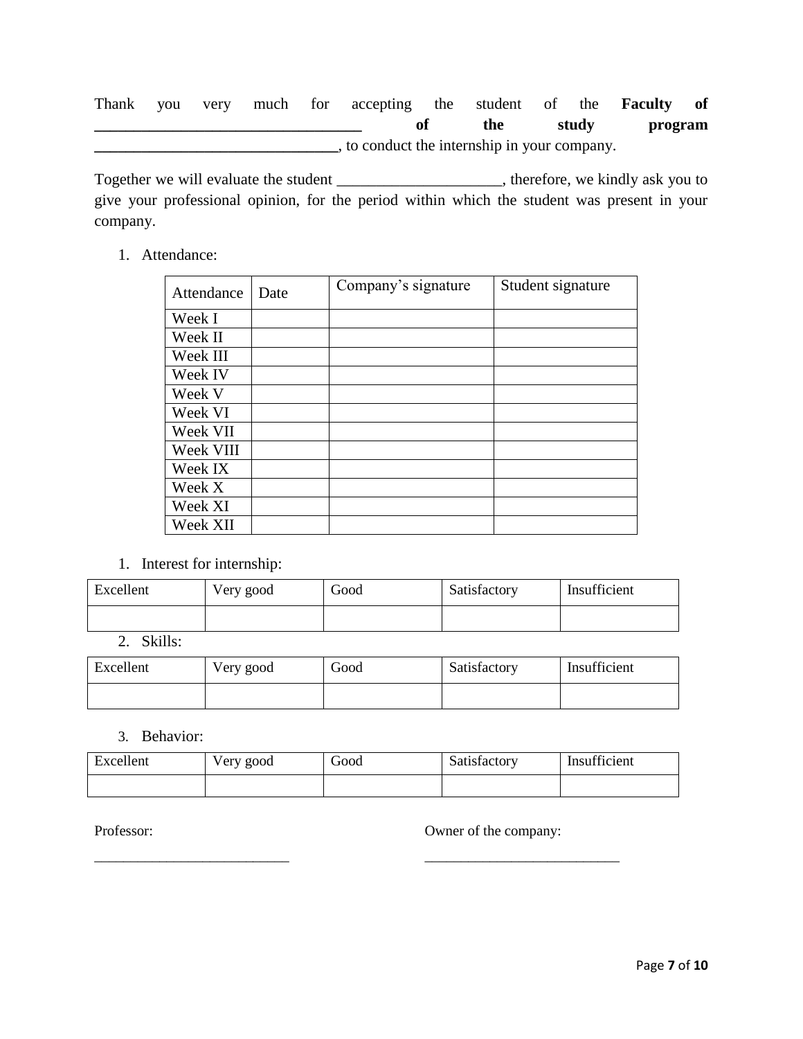Thank you very much for accepting the student of the **Faculty of ________________________________ of the study program ______________________________**, to conduct the internship in your company.

Together we will evaluate the student ____________________, therefore, we kindly ask you to give your professional opinion, for the period within which the student was present in your company.

1. Attendance:

| Attendance | Date | Company's signature | Student signature |
|---|---|---|---|
| Week I | | | |
| Week II | | | |
| Week III | | | |
| Week IV | | | |
| Week V | | | |
| Week VI | | | |
| Week VII | | | |
| Week VIII | | | |
| Week IX | | | |
| Week X | | | |
| Week XI | | | |
| Week XII | | | |

1. Interest for internship:

| Excellent | Very good | Good | Satisfactory | Insufficient |
|---|---|---|---|---|
| | | | | |

2. Skills:

| Excellent | Very good | Good | Satisfactory | Insufficient |
|---|---|---|---|---|
| | | | | |

3. Behavior:

| Excellent | Very good | Good | Satisfactory | Insufficient |
|---|---|---|---|---|
| | | | | |

Professor:

__________________________

Owner of the company:

__________________________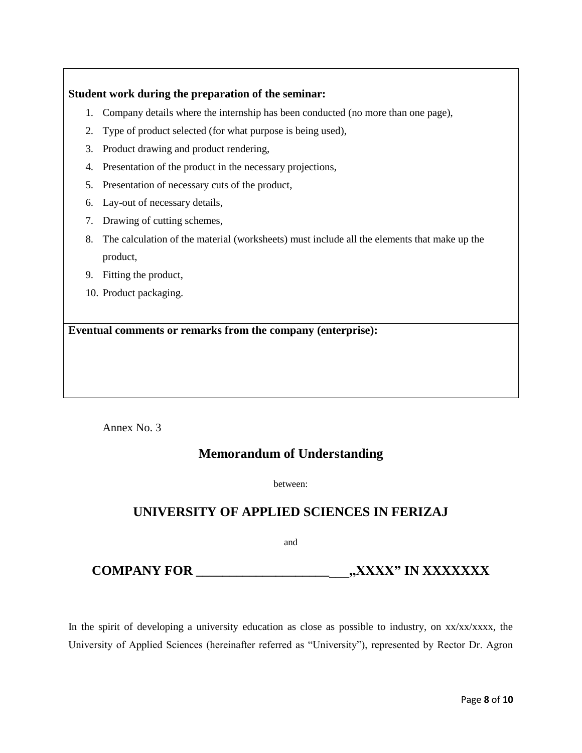| **Student work during the preparation of the seminar:**<br>1. Company details where the internship has been conducted (no more than one page),<br>2. Type of product selected (for what purpose is being used),<br>3. Product drawing and product rendering,<br>4. Presentation of the product in the necessary projections,<br>5. Presentation of necessary cuts of the product,<br>6. Lay-out of necessary details,<br>7. Drawing of cutting schemes,<br>8. The calculation of the material (worksheets) must include all the elements that make up the product,<br>9. Fitting the product,<br>10. Product packaging. |
| --- |
| **Eventual comments or remarks from the company (enterprise):** |

Annex No. 3

## Memorandum of Understanding

between:

## UNIVERSITY OF APPLIED SCIENCES IN FERIZAJ

and

## COMPANY FOR _______________________„XXXX" IN XXXXXXX

In the spirit of developing a university education as close as possible to industry, on xx/xx/xxxx, the University of Applied Sciences (hereinafter referred as "University"), represented by Rector Dr. Agron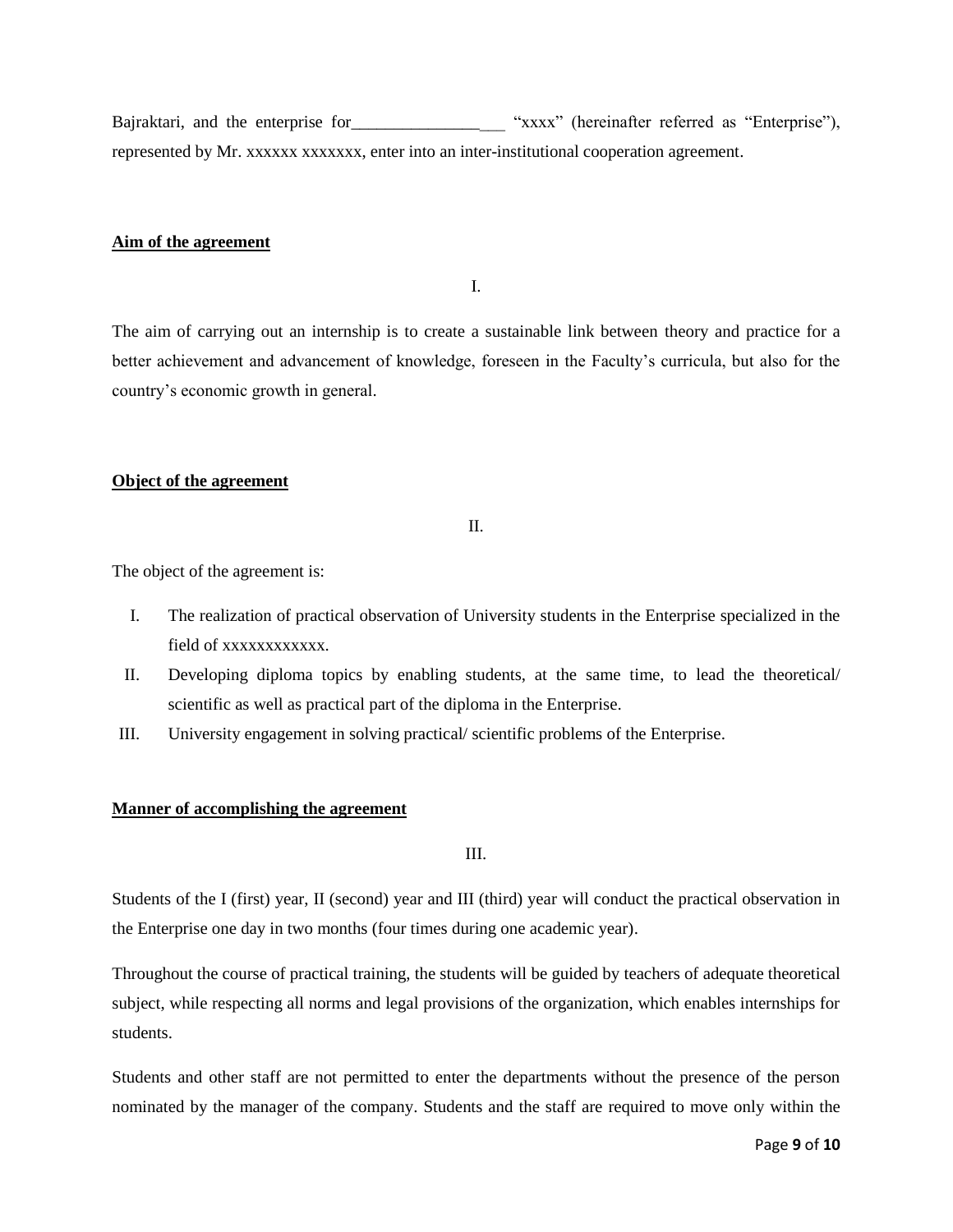Bajraktari, and the enterprise for________________\_\_\_ “xxxx” (hereinafter referred as “Enterprise”), represented by Mr. xxxxxx xxxxxxx, enter into an inter-institutional cooperation agreement.

**Aim of the agreement**

I.

The aim of carrying out an internship is to create a sustainable link between theory and practice for a better achievement and advancement of knowledge, foreseen in the Faculty’s curricula, but also for the country’s economic growth in general.

**Object of the agreement**

II.

The object of the agreement is:

I. The realization of practical observation of University students in the Enterprise specialized in the field of xxxxxxxxxxxx.

II. Developing diploma topics by enabling students, at the same time, to lead the theoretical/ scientific as well as practical part of the diploma in the Enterprise.

III. University engagement in solving practical/ scientific problems of the Enterprise.

**Manner of accomplishing the agreement**

III.

Students of the I (first) year, II (second) year and III (third) year will conduct the practical observation in the Enterprise one day in two months (four times during one academic year).

Throughout the course of practical training, the students will be guided by teachers of adequate theoretical subject, while respecting all norms and legal provisions of the organization, which enables internships for students.

Students and other staff are not permitted to enter the departments without the presence of the person nominated by the manager of the company. Students and the staff are required to move only within the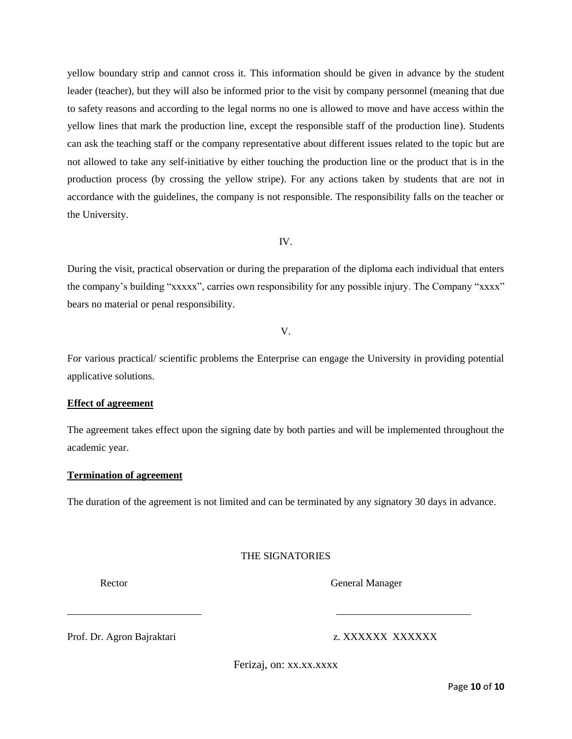yellow boundary strip and cannot cross it. This information should be given in advance by the student leader (teacher), but they will also be informed prior to the visit by company personnel (meaning that due to safety reasons and according to the legal norms no one is allowed to move and have access within the yellow lines that mark the production line, except the responsible staff of the production line). Students can ask the teaching staff or the company representative about different issues related to the topic but are not allowed to take any self-initiative by either touching the production line or the product that is in the production process (by crossing the yellow stripe). For any actions taken by students that are not in accordance with the guidelines, the company is not responsible. The responsibility falls on the teacher or the University.

IV.

During the visit, practical observation or during the preparation of the diploma each individual that enters the company's building "xxxxx", carries own responsibility for any possible injury. The Company "xxxx" bears no material or penal responsibility.

V.

For various practical/ scientific problems the Enterprise can engage the University in providing potential applicative solutions.

**Effect of agreement**

The agreement takes effect upon the signing date by both parties and will be implemented throughout the academic year.

**Termination of agreement**

The duration of the agreement is not limited and can be terminated by any signatory 30 days in advance.

THE SIGNATORIES

| Rector | General Manager |
|---|---|
| \_\_\_\_\_\_\_\_\_\_\_\_\_\_\_\_\_\_\_\_\_\_\_\_\_\_ | \_\_\_\_\_\_\_\_\_\_\_\_\_\_\_\_\_\_\_\_\_\_\_\_\_\_ |
| Prof. Dr. Agron Bajraktari | z. XXXXXX XXXXXX |

Ferizaj, on: xx.xx.xxxx